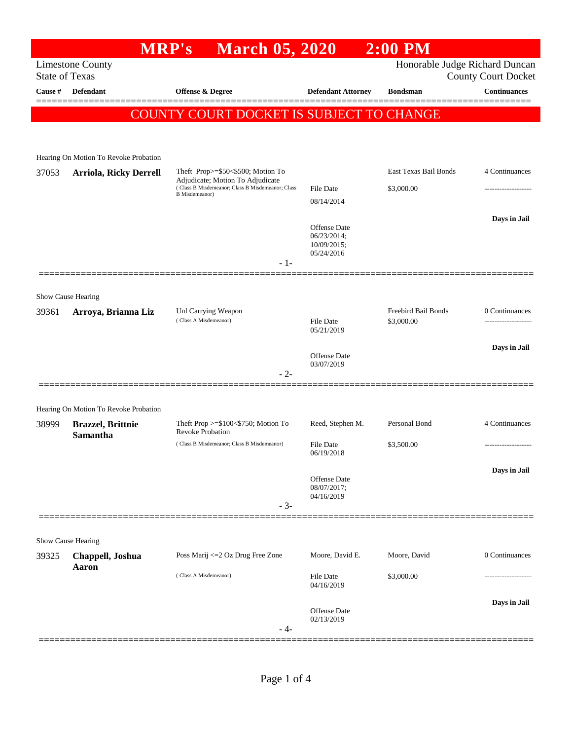# MRP's March 05, 2020 2:00 PM

Limestone County
State of Texas

Honorable Judge Richard Duncan
County Court Docket

| Cause # | Defendant | Offense & Degree | Defendant Attorney | Bondsman | Continuances |
|---|---|---|---|---|---|

COUNTY COURT DOCKET IS SUBJECT TO CHANGE

Hearing On Motion To Revoke Probation

| Cause # | Defendant | Offense & Degree | Defendant Attorney | Bondsman | Continuances |
|---|---|---|---|---|---|
| 37053 | **Arriola, Ricky Derrell** | Theft Prop>=$50<$500; Motion To Adjudicate; Motion To Adjudicate (Class B Misdemeanor; Class B Misdemeanor; Class B Misdemeanor) | File Date 08/14/2014; Offense Date 06/23/2014; 10/09/2015; 05/24/2016 | East Texas Bail Bonds $3,000.00 | 4 Continuances; Days in Jail |

- 1-

Show Cause Hearing

| Cause # | Defendant | Offense & Degree | Defendant Attorney | Bondsman | Continuances |
|---|---|---|---|---|---|
| 39361 | **Arroya, Brianna Liz** | Unl Carrying Weapon (Class A Misdemeanor) | File Date 05/21/2019; Offense Date 03/07/2019 | Freebird Bail Bonds $3,000.00 | 0 Continuances; Days in Jail |

- 2-

Hearing On Motion To Revoke Probation

| Cause # | Defendant | Offense & Degree | Defendant Attorney | Bondsman | Continuances |
|---|---|---|---|---|---|
| 38999 | **Brazzel, Brittnie Samantha** | Theft Prop >=$100<$750; Motion To Revoke Probation (Class B Misdemeanor; Class B Misdemeanor) | Reed, Stephen M.; File Date 06/19/2018; Offense Date 08/07/2017; 04/16/2019 | Personal Bond $3,500.00 | 4 Continuances; Days in Jail |

- 3-

Show Cause Hearing

| Cause # | Defendant | Offense & Degree | Defendant Attorney | Bondsman | Continuances |
|---|---|---|---|---|---|
| 39325 | **Chappell, Joshua Aaron** | Poss Marij <=2 Oz Drug Free Zone (Class A Misdemeanor) | Moore, David E.; File Date 04/16/2019; Offense Date 02/13/2019 | Moore, David $3,000.00 | 0 Continuances; Days in Jail |

- 4-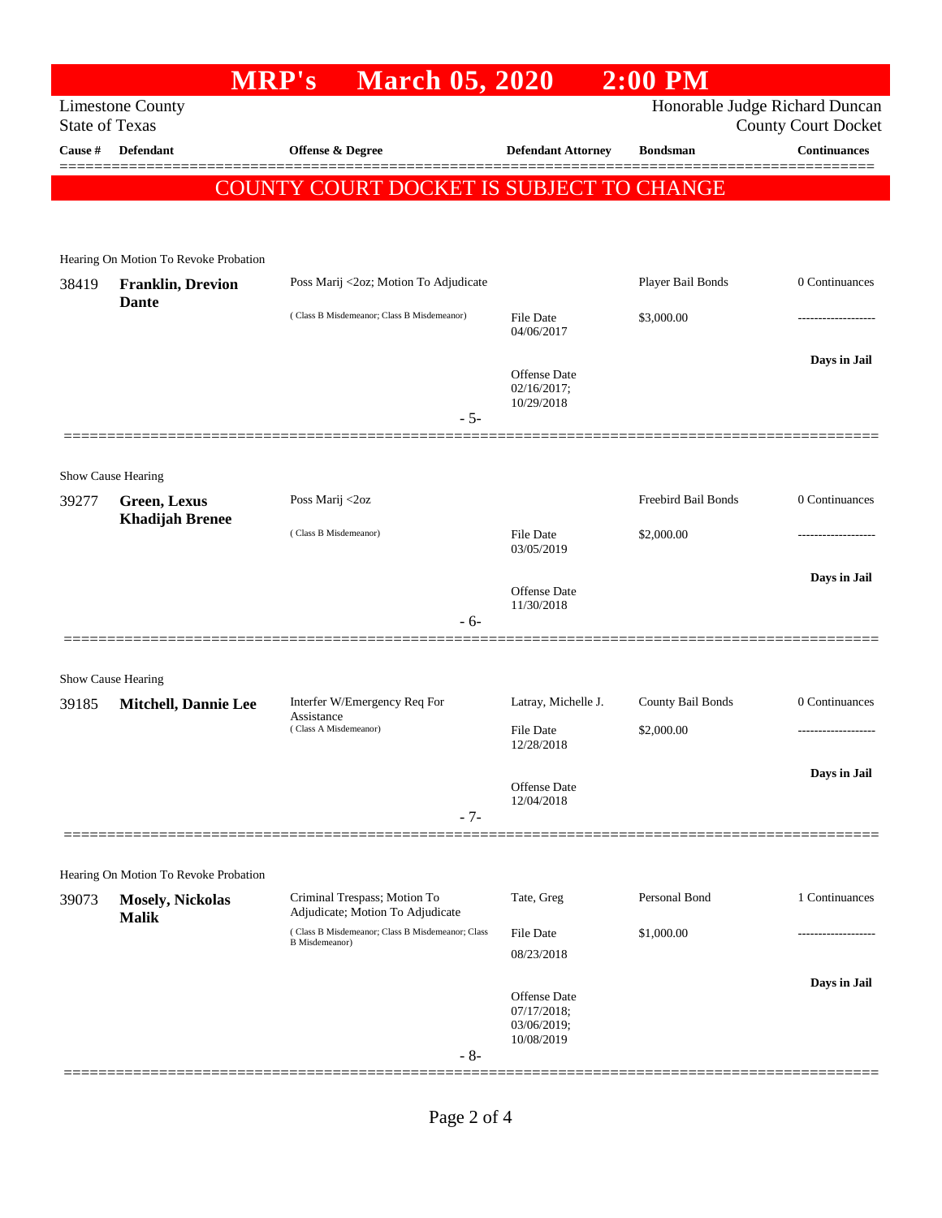# MRP's March 05, 2020 2:00 PM

Limestone County
State of Texas

Honorable Judge Richard Duncan
County Court Docket

| Cause # | Defendant | Offense & Degree | Defendant Attorney | Bondsman | Continuances |
|---|---|---|---|---|---|

**COUNTY COURT DOCKET IS SUBJECT TO CHANGE**

---

Hearing On Motion To Revoke Probation

| Cause # | Defendant | Offense & Degree | Defendant Attorney | Bondsman | Continuances |
|---|---|---|---|---|---|
| 38419 | **Franklin, Drevion Dante** | Poss Marij <2oz; Motion To Adjudicate<br>( Class B Misdemeanor; Class B Misdemeanor) | File Date<br>04/06/2017<br><br>Offense Date<br>02/16/2017;<br>10/29/2018 | Player Bail Bonds<br>$3,000.00 | 0 Continuances<br>-------------------<br>**Days in Jail** |

- 5-

---

Show Cause Hearing

| Cause # | Defendant | Offense & Degree | Defendant Attorney | Bondsman | Continuances |
|---|---|---|---|---|---|
| 39277 | **Green, Lexus Khadijah Brenee** | Poss Marij <2oz<br>( Class B Misdemeanor) | File Date<br>03/05/2019<br><br>Offense Date<br>11/30/2018 | Freebird Bail Bonds<br>$2,000.00 | 0 Continuances<br>-------------------<br>**Days in Jail** |

- 6-

---

Show Cause Hearing

| Cause # | Defendant | Offense & Degree | Defendant Attorney | Bondsman | Continuances |
|---|---|---|---|---|---|
| 39185 | **Mitchell, Dannie Lee** | Interfer W/Emergency Req For Assistance<br>( Class A Misdemeanor) | Latray, Michelle J.<br>File Date<br>12/28/2018<br><br>Offense Date<br>12/04/2018 | County Bail Bonds<br>$2,000.00 | 0 Continuances<br>-------------------<br>**Days in Jail** |

- 7-

---

Hearing On Motion To Revoke Probation

| Cause # | Defendant | Offense & Degree | Defendant Attorney | Bondsman | Continuances |
|---|---|---|---|---|---|
| 39073 | **Mosely, Nickolas Malik** | Criminal Trespass; Motion To Adjudicate; Motion To Adjudicate<br>( Class B Misdemeanor; Class B Misdemeanor; Class B Misdemeanor) | Tate, Greg<br>File Date<br>08/23/2018<br><br>Offense Date<br>07/17/2018;<br>03/06/2019;<br>10/08/2019 | Personal Bond<br>$1,000.00 | 1 Continuances<br>-------------------<br>**Days in Jail** |

- 8-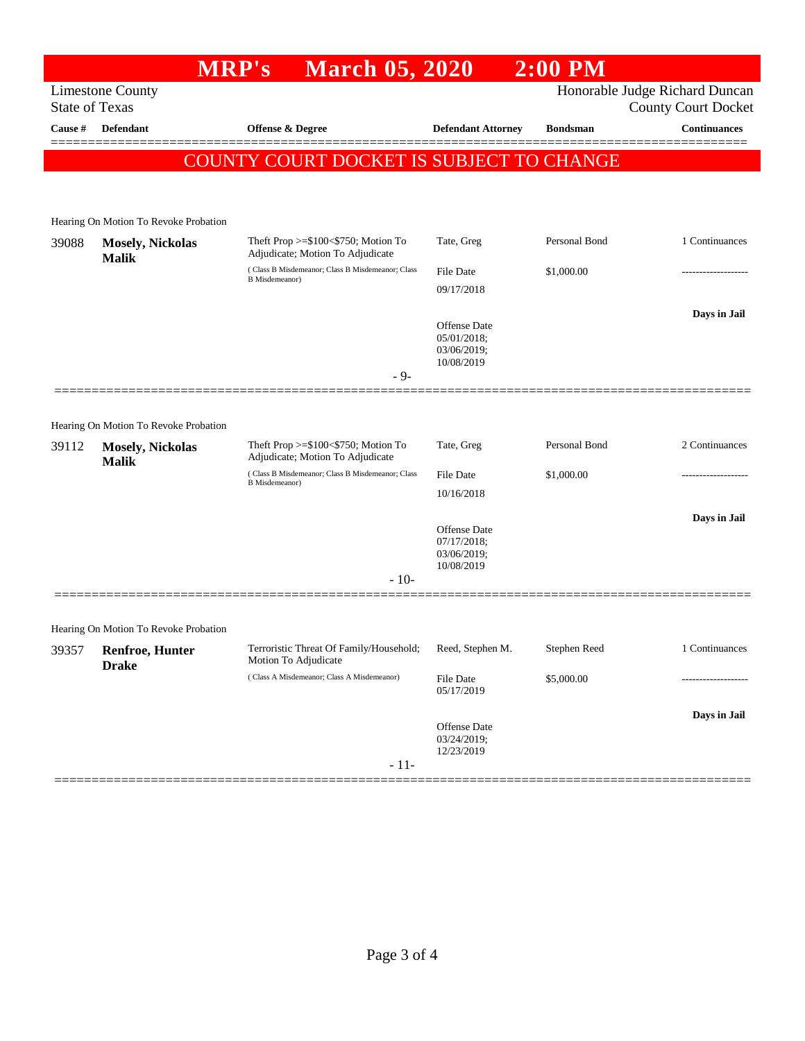# MRP's March 05, 2020 2:00 PM

Limestone County
State of Texas

Honorable Judge Richard Duncan
County Court Docket

| Cause # | Defendant | Offense & Degree | Defendant Attorney | Bondsman | Continuances |
|---|---|---|---|---|---|

COUNTY COURT DOCKET IS SUBJECT TO CHANGE

Hearing On Motion To Revoke Probation

| Cause # | Defendant | Offense & Degree | Defendant Attorney | Bondsman | Continuances |
|---|---|---|---|---|---|
| 39088 | **Mosely, Nickolas Malik** | Theft Prop >=$100<$750; Motion To Adjudicate; Motion To Adjudicate (Class B Misdemeanor; Class B Misdemeanor; Class B Misdemeanor) | Tate, Greg | Personal Bond | 1 Continuances |
| | | | File Date 09/17/2018 | $1,000.00 | ------------------- |
| | | | Offense Date 05/01/2018; 03/06/2019; 10/08/2019 | | **Days in Jail** |

- 9-

Hearing On Motion To Revoke Probation

| Cause # | Defendant | Offense & Degree | Defendant Attorney | Bondsman | Continuances |
|---|---|---|---|---|---|
| 39112 | **Mosely, Nickolas Malik** | Theft Prop >=$100<$750; Motion To Adjudicate; Motion To Adjudicate (Class B Misdemeanor; Class B Misdemeanor; Class B Misdemeanor) | Tate, Greg | Personal Bond | 2 Continuances |
| | | | File Date 10/16/2018 | $1,000.00 | ------------------- |
| | | | Offense Date 07/17/2018; 03/06/2019; 10/08/2019 | | **Days in Jail** |

- 10-

Hearing On Motion To Revoke Probation

| Cause # | Defendant | Offense & Degree | Defendant Attorney | Bondsman | Continuances |
|---|---|---|---|---|---|
| 39357 | **Renfroe, Hunter Drake** | Terroristic Threat Of Family/Household; Motion To Adjudicate (Class A Misdemeanor; Class A Misdemeanor) | Reed, Stephen M. | Stephen Reed | 1 Continuances |
| | | | File Date 05/17/2019 | $5,000.00 | ------------------- |
| | | | Offense Date 03/24/2019; 12/23/2019 | | **Days in Jail** |

- 11-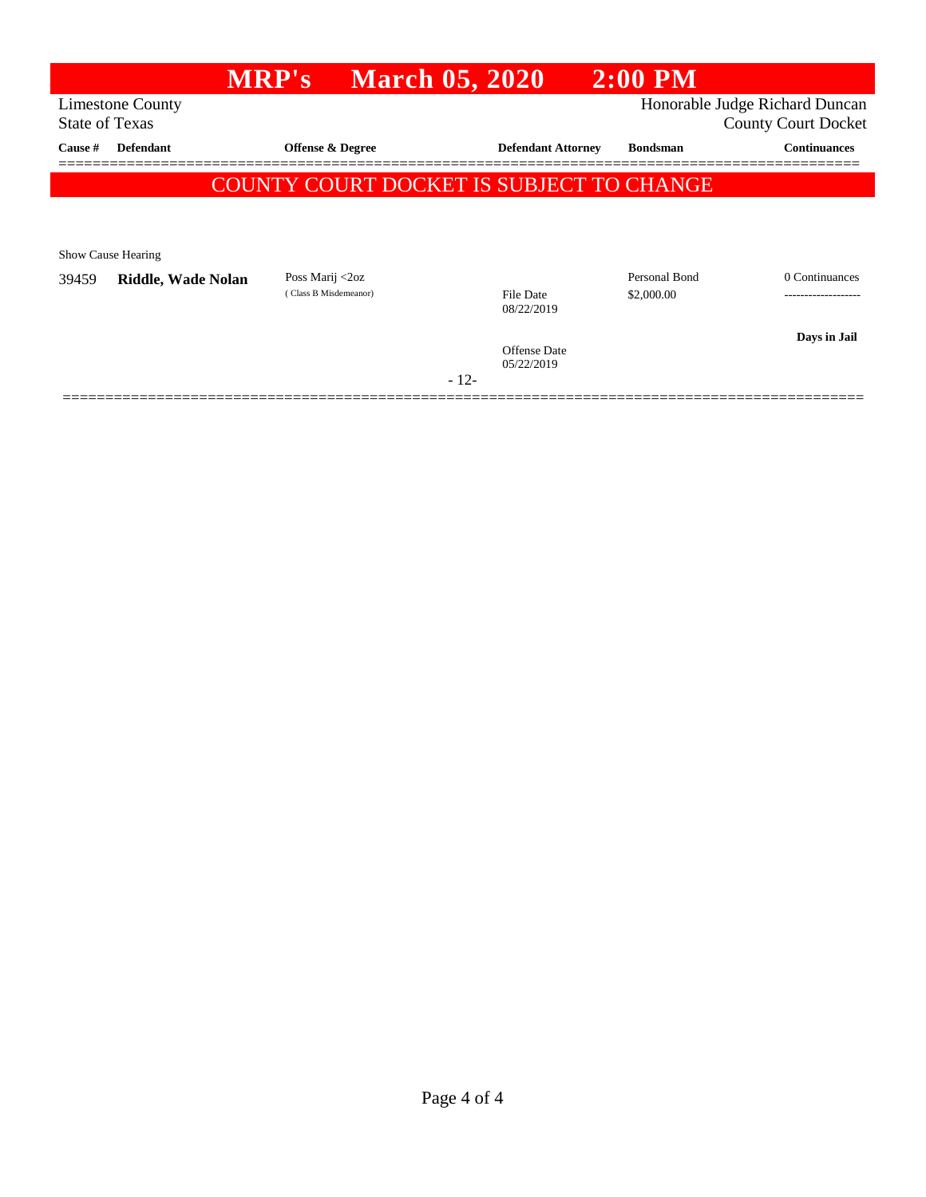# MRP's March 05, 2020 2:00 PM

Limestone County
State of Texas

Honorable Judge Richard Duncan
County Court Docket

| Cause # | Defendant | Offense & Degree | Defendant Attorney | Bondsman | Continuances |
|---|---|---|---|---|---|

**COUNTY COURT DOCKET IS SUBJECT TO CHANGE**

Show Cause Hearing

| Cause # | Defendant | Offense & Degree | Defendant Attorney | Bondsman | Continuances |
|---|---|---|---|---|---|
| 39459 | **Riddle, Wade Nolan** | Poss Marij <2oz<br>( Class B Misdemeanor) | File Date<br>08/22/2019<br><br>Offense Date<br>05/22/2019 | Personal Bond<br>$2,000.00 | 0 Continuances<br>-------------------<br><br>**Days in Jail** |

- 12-